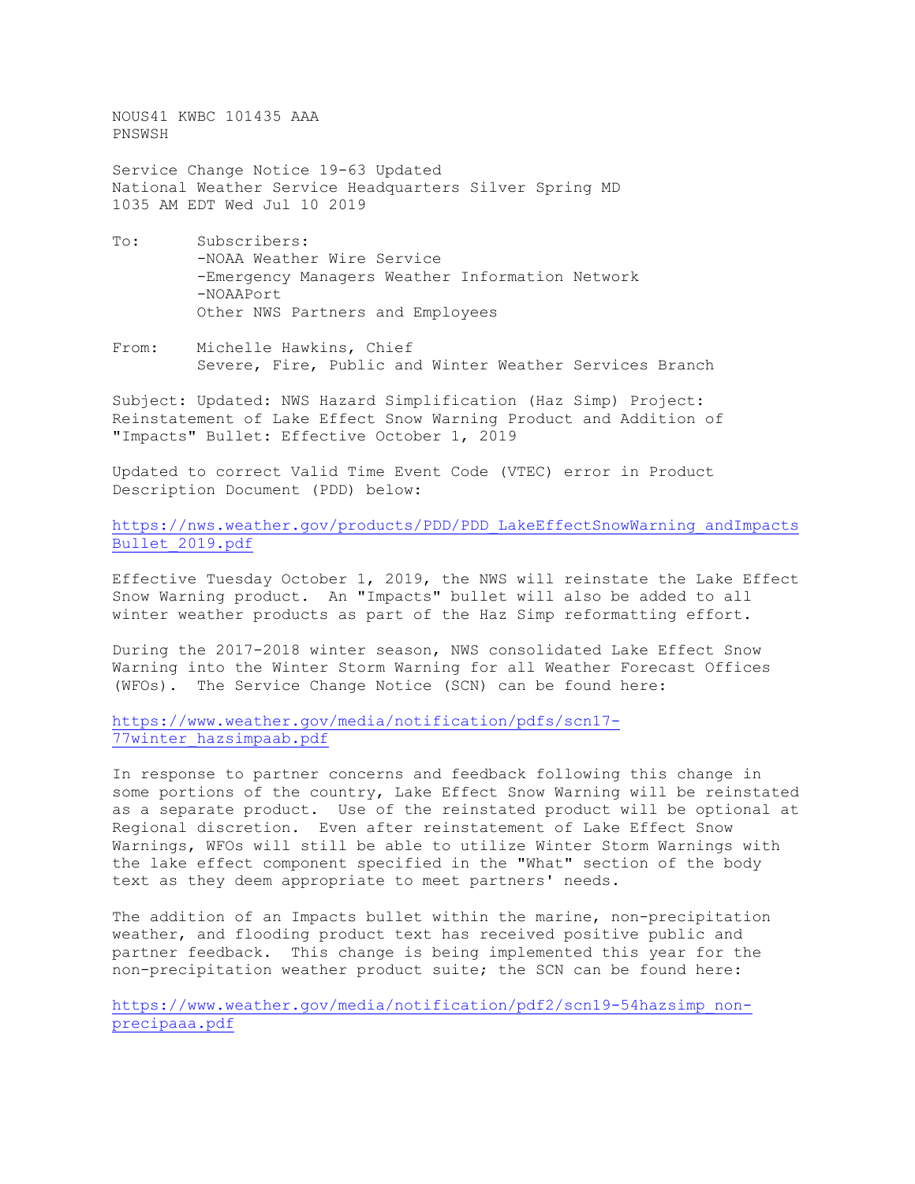NOUS41 KWBC 101435 AAA
PNSWSH

Service Change Notice 19-63 Updated
National Weather Service Headquarters Silver Spring MD
1035 AM EDT Wed Jul 10 2019

To: Subscribers:
-NOAA Weather Wire Service
-Emergency Managers Weather Information Network
-NOAAPort
Other NWS Partners and Employees

From: Michelle Hawkins, Chief
Severe, Fire, Public and Winter Weather Services Branch

Subject: Updated: NWS Hazard Simplification (Haz Simp) Project: Reinstatement of Lake Effect Snow Warning Product and Addition of "Impacts" Bullet: Effective October 1, 2019

Updated to correct Valid Time Event Code (VTEC) error in Product Description Document (PDD) below:

https://nws.weather.gov/products/PDD/PDD_LakeEffectSnowWarning_andImpactsBullet_2019.pdf

Effective Tuesday October 1, 2019, the NWS will reinstate the Lake Effect Snow Warning product. An "Impacts" bullet will also be added to all winter weather products as part of the Haz Simp reformatting effort.

During the 2017-2018 winter season, NWS consolidated Lake Effect Snow Warning into the Winter Storm Warning for all Weather Forecast Offices (WFOs). The Service Change Notice (SCN) can be found here:

https://www.weather.gov/media/notification/pdfs/scn17-77winter_hazsimpaab.pdf

In response to partner concerns and feedback following this change in some portions of the country, Lake Effect Snow Warning will be reinstated as a separate product. Use of the reinstated product will be optional at Regional discretion. Even after reinstatement of Lake Effect Snow Warnings, WFOs will still be able to utilize Winter Storm Warnings with the lake effect component specified in the "What" section of the body text as they deem appropriate to meet partners' needs.

The addition of an Impacts bullet within the marine, non-precipitation weather, and flooding product text has received positive public and partner feedback. This change is being implemented this year for the non-precipitation weather product suite; the SCN can be found here:

https://www.weather.gov/media/notification/pdf2/scn19-54hazsimp_non-precipaaa.pdf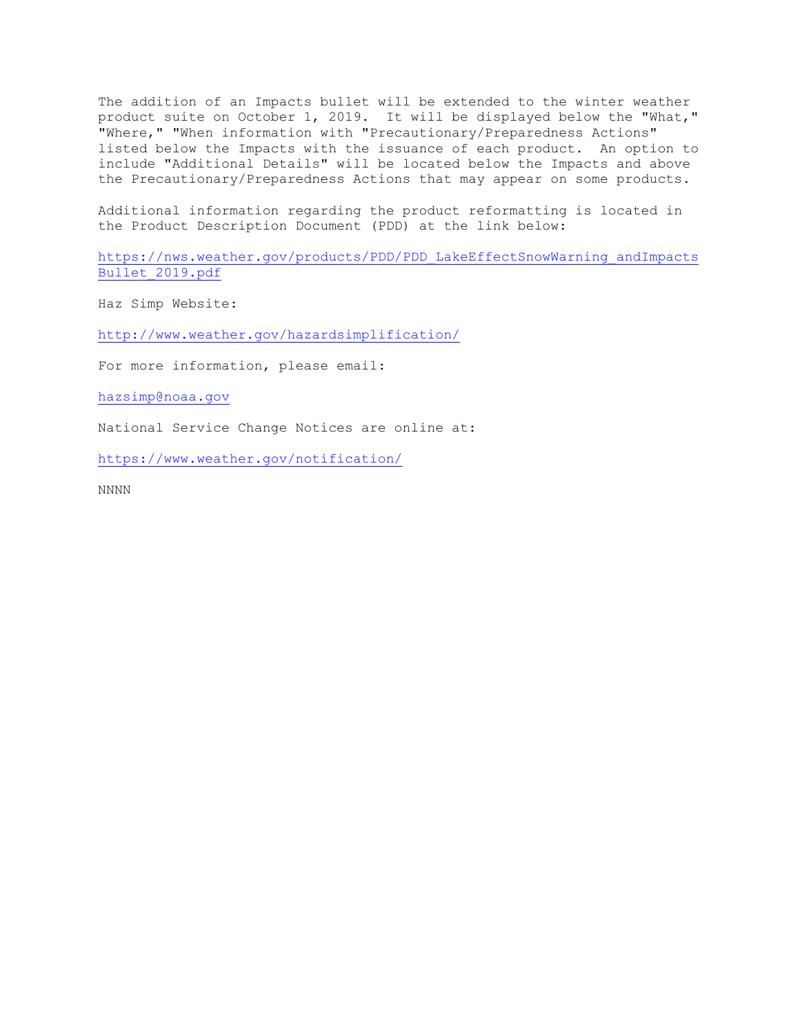The addition of an Impacts bullet will be extended to the winter weather product suite on October 1, 2019. It will be displayed below the "What," "Where," "When information with "Precautionary/Preparedness Actions" listed below the Impacts with the issuance of each product. An option to include "Additional Details" will be located below the Impacts and above the Precautionary/Preparedness Actions that may appear on some products.

Additional information regarding the product reformatting is located in the Product Description Document (PDD) at the link below:

https://nws.weather.gov/products/PDD/PDD_LakeEffectSnowWarning_andImpactsBullet_2019.pdf

Haz Simp Website:

http://www.weather.gov/hazardsimplification/

For more information, please email:

hazsimp@noaa.gov

National Service Change Notices are online at:

https://www.weather.gov/notification/

NNNN